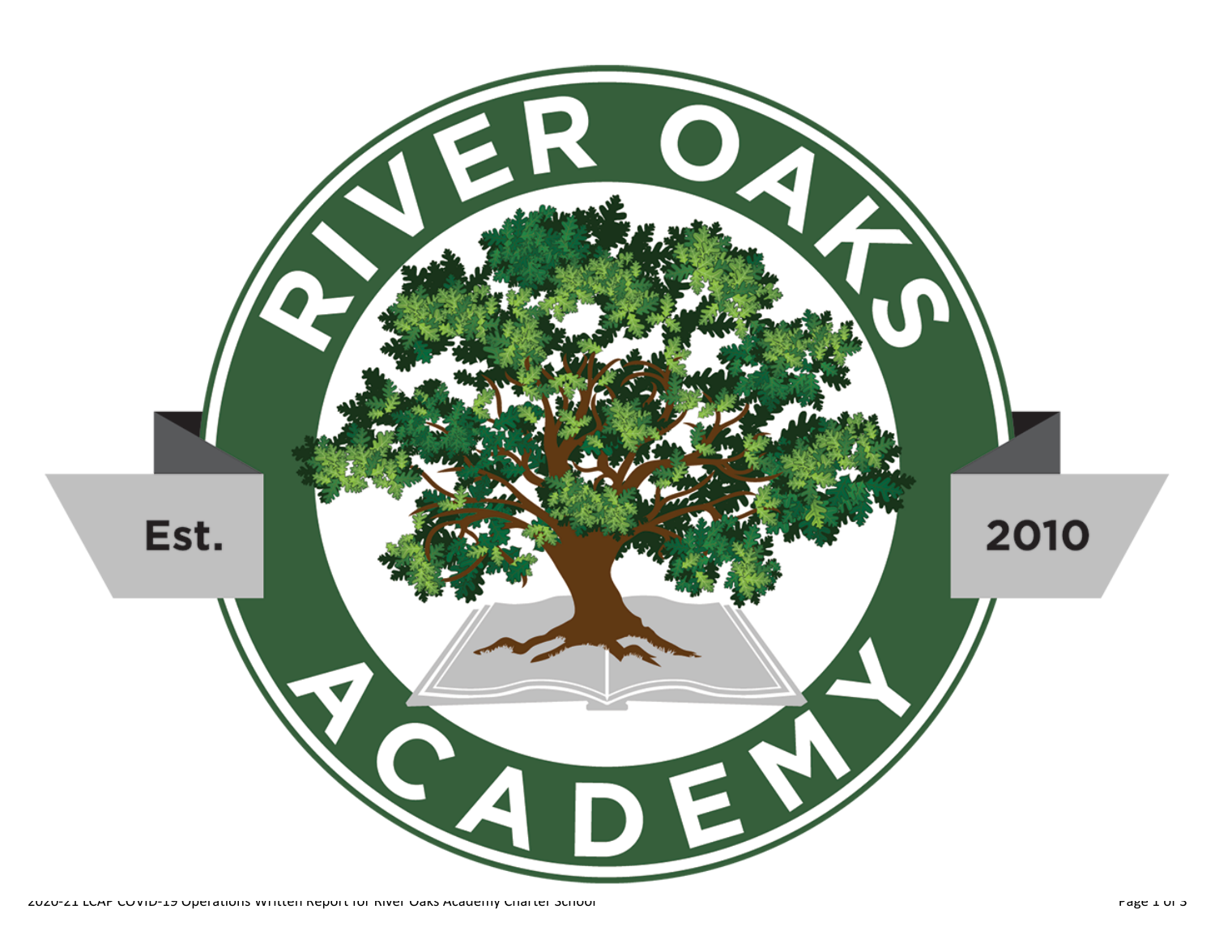RIVER OAKS ACADEMY

Est. 2010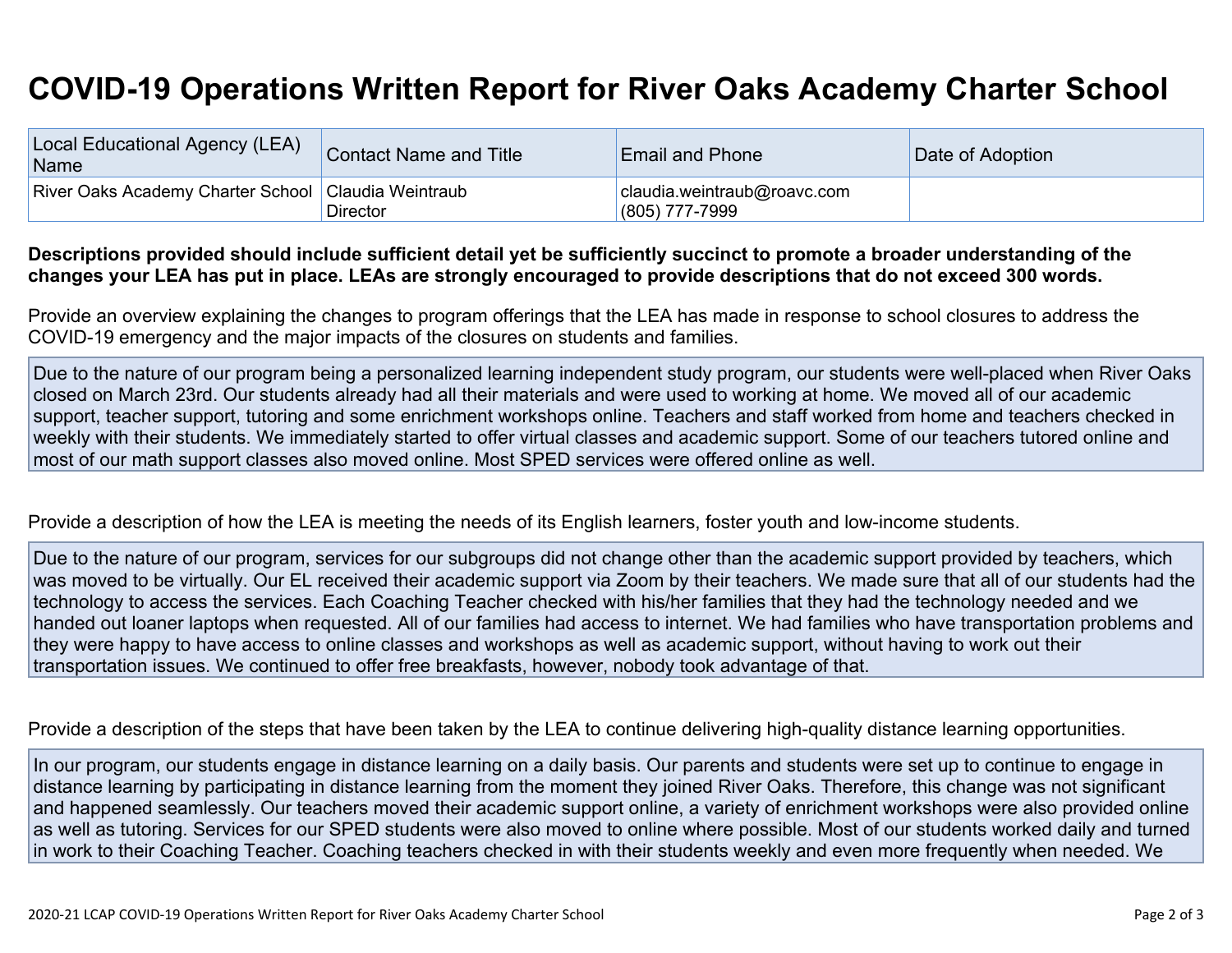# COVID-19 Operations Written Report for River Oaks Academy Charter School

| Local Educational Agency (LEA) Name | Contact Name and Title | Email and Phone | Date of Adoption |
|---|---|---|---|
| River Oaks Academy Charter School | Claudia Weintraub<br>Director | claudia.weintraub@roavc.com<br>(805) 777-7999 | |

**Descriptions provided should include sufficient detail yet be sufficiently succinct to promote a broader understanding of the changes your LEA has put in place. LEAs are strongly encouraged to provide descriptions that do not exceed 300 words.**

Provide an overview explaining the changes to program offerings that the LEA has made in response to school closures to address the COVID-19 emergency and the major impacts of the closures on students and families.

Due to the nature of our program being a personalized learning independent study program, our students were well-placed when River Oaks closed on March 23rd. Our students already had all their materials and were used to working at home. We moved all of our academic support, teacher support, tutoring and some enrichment workshops online. Teachers and staff worked from home and teachers checked in weekly with their students. We immediately started to offer virtual classes and academic support. Some of our teachers tutored online and most of our math support classes also moved online. Most SPED services were offered online as well.

Provide a description of how the LEA is meeting the needs of its English learners, foster youth and low-income students.

Due to the nature of our program, services for our subgroups did not change other than the academic support provided by teachers, which was moved to be virtually. Our EL received their academic support via Zoom by their teachers. We made sure that all of our students had the technology to access the services. Each Coaching Teacher checked with his/her families that they had the technology needed and we handed out loaner laptops when requested. All of our families had access to internet. We had families who have transportation problems and they were happy to have access to online classes and workshops as well as academic support, without having to work out their transportation issues. We continued to offer free breakfasts, however, nobody took advantage of that.

Provide a description of the steps that have been taken by the LEA to continue delivering high-quality distance learning opportunities.

In our program, our students engage in distance learning on a daily basis. Our parents and students were set up to continue to engage in distance learning by participating in distance learning from the moment they joined River Oaks. Therefore, this change was not significant and happened seamlessly. Our teachers moved their academic support online, a variety of enrichment workshops were also provided online as well as tutoring. Services for our SPED students were also moved to online where possible. Most of our students worked daily and turned in work to their Coaching Teacher. Coaching teachers checked in with their students weekly and even more frequently when needed. We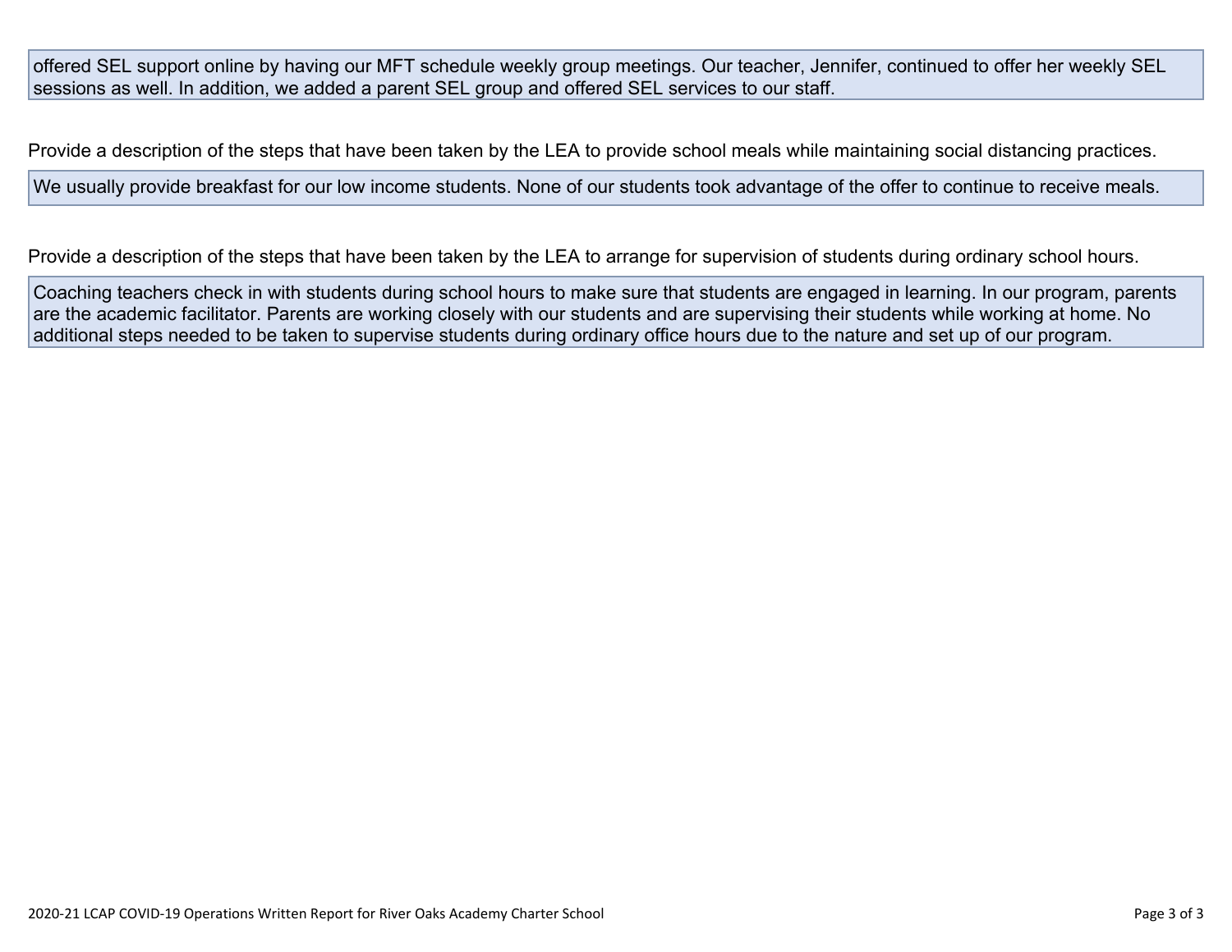offered SEL support online by having our MFT schedule weekly group meetings. Our teacher, Jennifer, continued to offer her weekly SEL sessions as well. In addition, we added a parent SEL group and offered SEL services to our staff.

Provide a description of the steps that have been taken by the LEA to provide school meals while maintaining social distancing practices.

We usually provide breakfast for our low income students. None of our students took advantage of the offer to continue to receive meals.

Provide a description of the steps that have been taken by the LEA to arrange for supervision of students during ordinary school hours.

Coaching teachers check in with students during school hours to make sure that students are engaged in learning. In our program, parents are the academic facilitator. Parents are working closely with our students and are supervising their students while working at home. No additional steps needed to be taken to supervise students during ordinary office hours due to the nature and set up of our program.